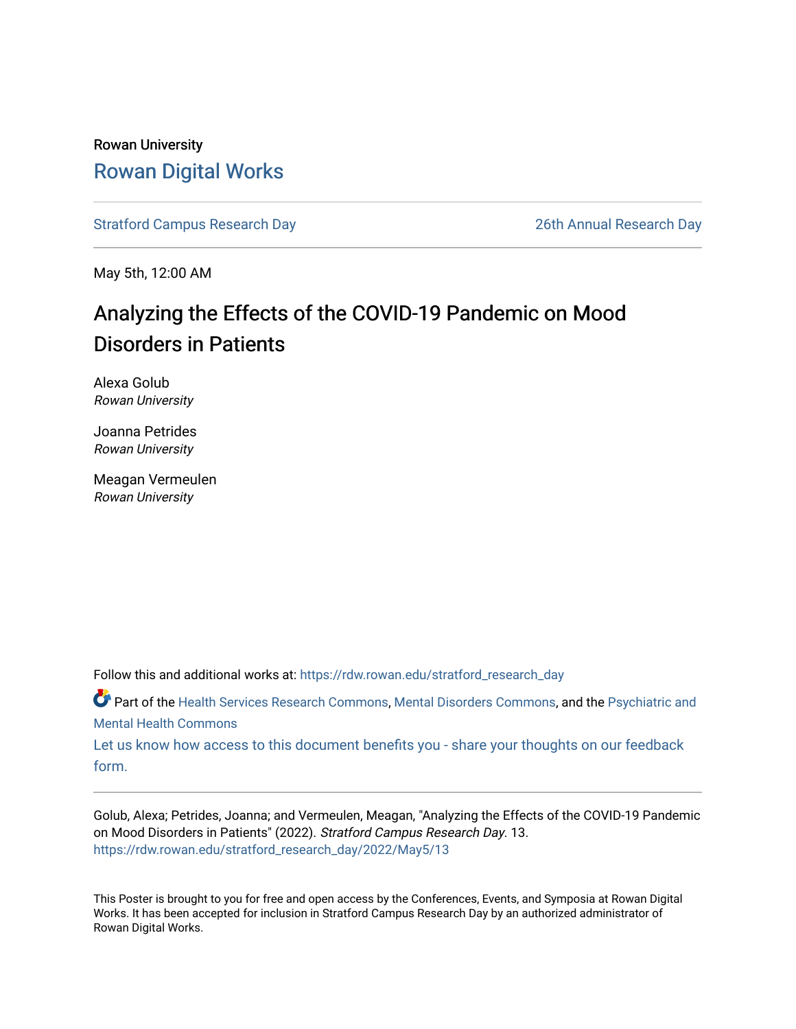Rowan University

# Rowan Digital Works

Stratford Campus Research Day — 26th Annual Research Day

May 5th, 12:00 AM

## Analyzing the Effects of the COVID-19 Pandemic on Mood Disorders in Patients

Alexa Golub
*Rowan University*

Joanna Petrides
*Rowan University*

Meagan Vermeulen
*Rowan University*

Follow this and additional works at: https://rdw.rowan.edu/stratford_research_day

Part of the Health Services Research Commons, Mental Disorders Commons, and the Psychiatric and Mental Health Commons

Let us know how access to this document benefits you - share your thoughts on our feedback form.

Golub, Alexa; Petrides, Joanna; and Vermeulen, Meagan, "Analyzing the Effects of the COVID-19 Pandemic on Mood Disorders in Patients" (2022). *Stratford Campus Research Day*. 13.
https://rdw.rowan.edu/stratford_research_day/2022/May5/13

This Poster is brought to you for free and open access by the Conferences, Events, and Symposia at Rowan Digital Works. It has been accepted for inclusion in Stratford Campus Research Day by an authorized administrator of Rowan Digital Works.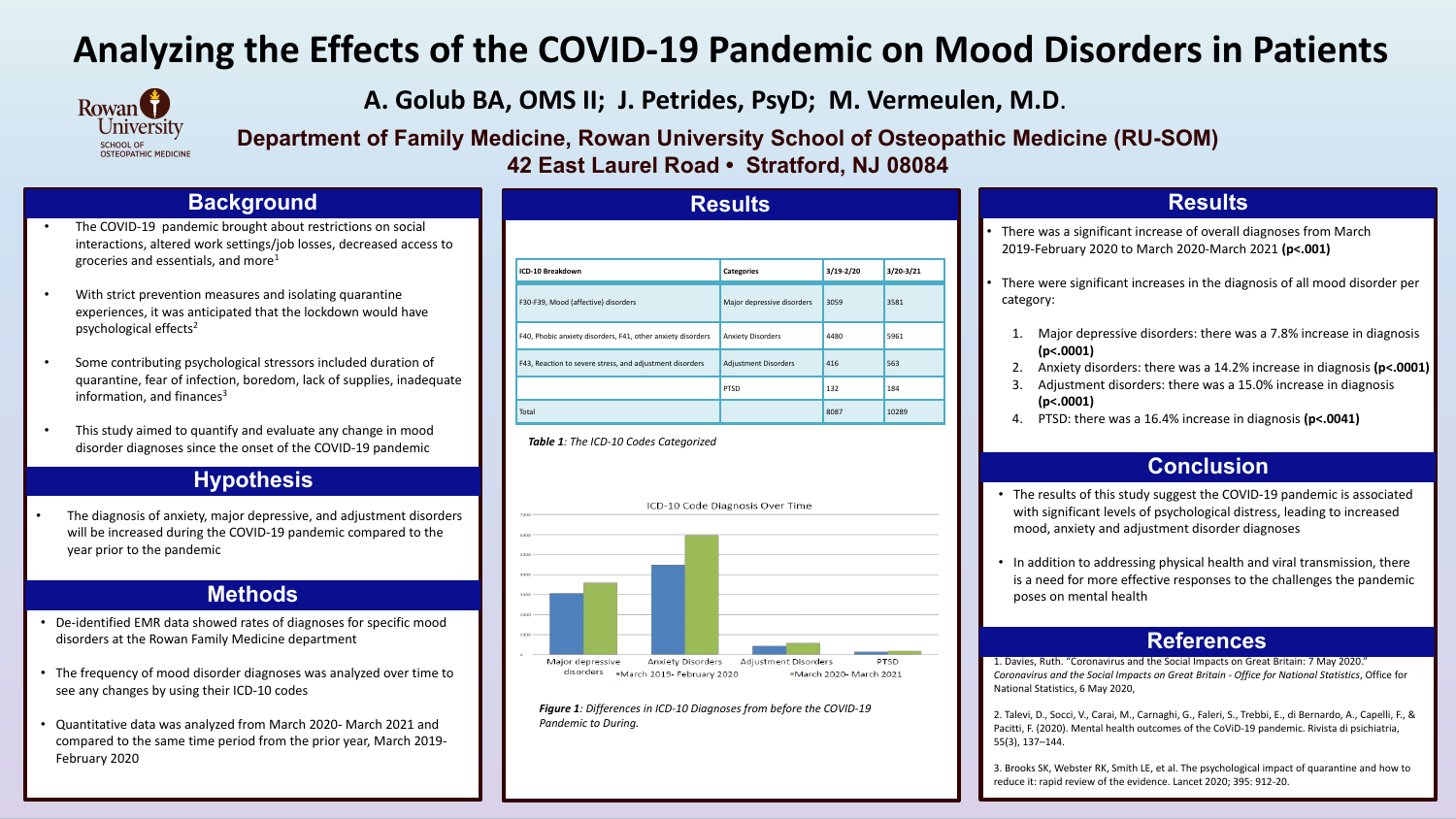# Analyzing the Effects of the COVID-19 Pandemic on Mood Disorders in Patients

**A. Golub BA, OMS II; J. Petrides, PsyD; M. Vermeulen, M.D.**

**Department of Family Medicine, Rowan University School of Osteopathic Medicine (RU-SOM)**
**42 East Laurel Road • Stratford, NJ 08084**

## Background

- The COVID-19 pandemic brought about restrictions on social interactions, altered work settings/job losses, decreased access to groceries and essentials, and more[1]
- With strict prevention measures and isolating quarantine experiences, it was anticipated that the lockdown would have psychological effects[2]
- Some contributing psychological stressors included duration of quarantine, fear of infection, boredom, lack of supplies, inadequate information, and finances[3]
- This study aimed to quantify and evaluate any change in mood disorder diagnoses since the onset of the COVID-19 pandemic

## Hypothesis

- The diagnosis of anxiety, major depressive, and adjustment disorders will be increased during the COVID-19 pandemic compared to the year prior to the pandemic

## Methods

- De-identified EMR data showed rates of diagnoses for specific mood disorders at the Rowan Family Medicine department
- The frequency of mood disorder diagnoses was analyzed over time to see any changes by using their ICD-10 codes
- Quantitative data was analyzed from March 2020- March 2021 and compared to the same time period from the prior year, March 2019-February 2020

## Results

| ICD-10 Breakdown | Categories | 3/19-2/20 | 3/20-3/21 |
|---|---|---|---|
| F30-F39, Mood (affective) disorders | Major depressive disorders | 3059 | 3581 |
| F40, Phobic anxiety disorders, F41, other anxiety disorders | Anxiety Disorders | 4480 | 5961 |
| F43, Reaction to severe stress, and adjustment disorders | Adjustment Disorders | 416 | 563 |
| | PTSD | 132 | 184 |
| Total | | 8087 | 10289 |

*Table 1: The ICD-10 Codes Categorized*

ICD-10 Code Diagnosis Over Time

7000, 6000, 5000, 4000, 3000, 2000, 1000, 0

Major depressive disorders, Anxiety Disorders, Adjustment Disorders, PTSD

▪March 2019- February 2020 ▪March 2020- March 2021

*Figure 1: Differences in ICD-10 Diagnoses from before the COVID-19 Pandemic to During.*

## Results

- There was a significant increase of overall diagnoses from March 2019-February 2020 to March 2020-March 2021 **($p<.001$)**
- There were significant increases in the diagnosis of all mood disorder per category:
  1. Major depressive disorders: there was a 7.8% increase in diagnosis **($p<.0001$)**
  2. Anxiety disorders: there was a 14.2% increase in diagnosis **($p<.0001$)**
  3. Adjustment disorders: there was a 15.0% increase in diagnosis **($p<.0001$)**
  4. PTSD: there was a 16.4% increase in diagnosis **($p<.0041$)**

## Conclusion

- The results of this study suggest the COVID-19 pandemic is associated with significant levels of psychological distress, leading to increased mood, anxiety and adjustment disorder diagnoses
- In addition to addressing physical health and viral transmission, there is a need for more effective responses to the challenges the pandemic poses on mental health

## References

1. Davies, Ruth. "Coronavirus and the Social Impacts on Great Britain: 7 May 2020." *Coronavirus and the Social Impacts on Great Britain - Office for National Statistics*, Office for National Statistics, 6 May 2020,

2. Talevi, D., Socci, V., Carai, M., Carnaghi, G., Faleri, S., Trebbi, E., di Bernardo, A., Capelli, F., & Pacitti, F. (2020). Mental health outcomes of the CoViD-19 pandemic. Rivista di psichiatria, 55(3), 137–144.

3. Brooks SK, Webster RK, Smith LE, et al. The psychological impact of quarantine and how to reduce it: rapid review of the evidence. Lancet 2020; 395: 912-20.